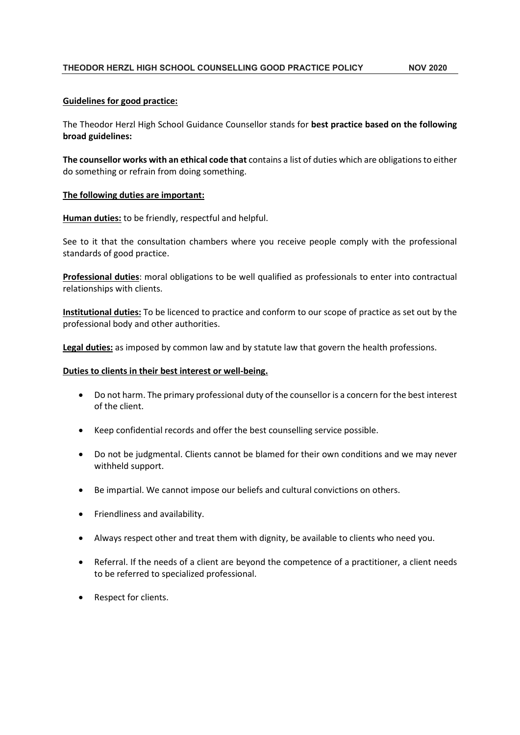# THEODOR HERZL HIGH SCHOOL COUNSELLING GOOD PRACTICE POLICY NOV 2020

## Guidelines for good practice:

The Theodor Herzl High School Guidance Counsellor stands for **best practice based on the following broad guidelines:**

**The counsellor works with an ethical code that** contains a list of duties which are obligations to either do something or refrain from doing something.

## The following duties are important:

**Human duties:** to be friendly, respectful and helpful.

See to it that the consultation chambers where you receive people comply with the professional standards of good practice.

**Professional duties**: moral obligations to be well qualified as professionals to enter into contractual relationships with clients.

**Institutional duties:** To be licenced to practice and conform to our scope of practice as set out by the professional body and other authorities.

**Legal duties:** as imposed by common law and by statute law that govern the health professions.

## Duties to clients in their best interest or well-being.

- Do not harm. The primary professional duty of the counsellor is a concern for the best interest of the client.
- Keep confidential records and offer the best counselling service possible.
- Do not be judgmental. Clients cannot be blamed for their own conditions and we may never withheld support.
- Be impartial. We cannot impose our beliefs and cultural convictions on others.
- Friendliness and availability.
- Always respect other and treat them with dignity, be available to clients who need you.
- Referral. If the needs of a client are beyond the competence of a practitioner, a client needs to be referred to specialized professional.
- Respect for clients.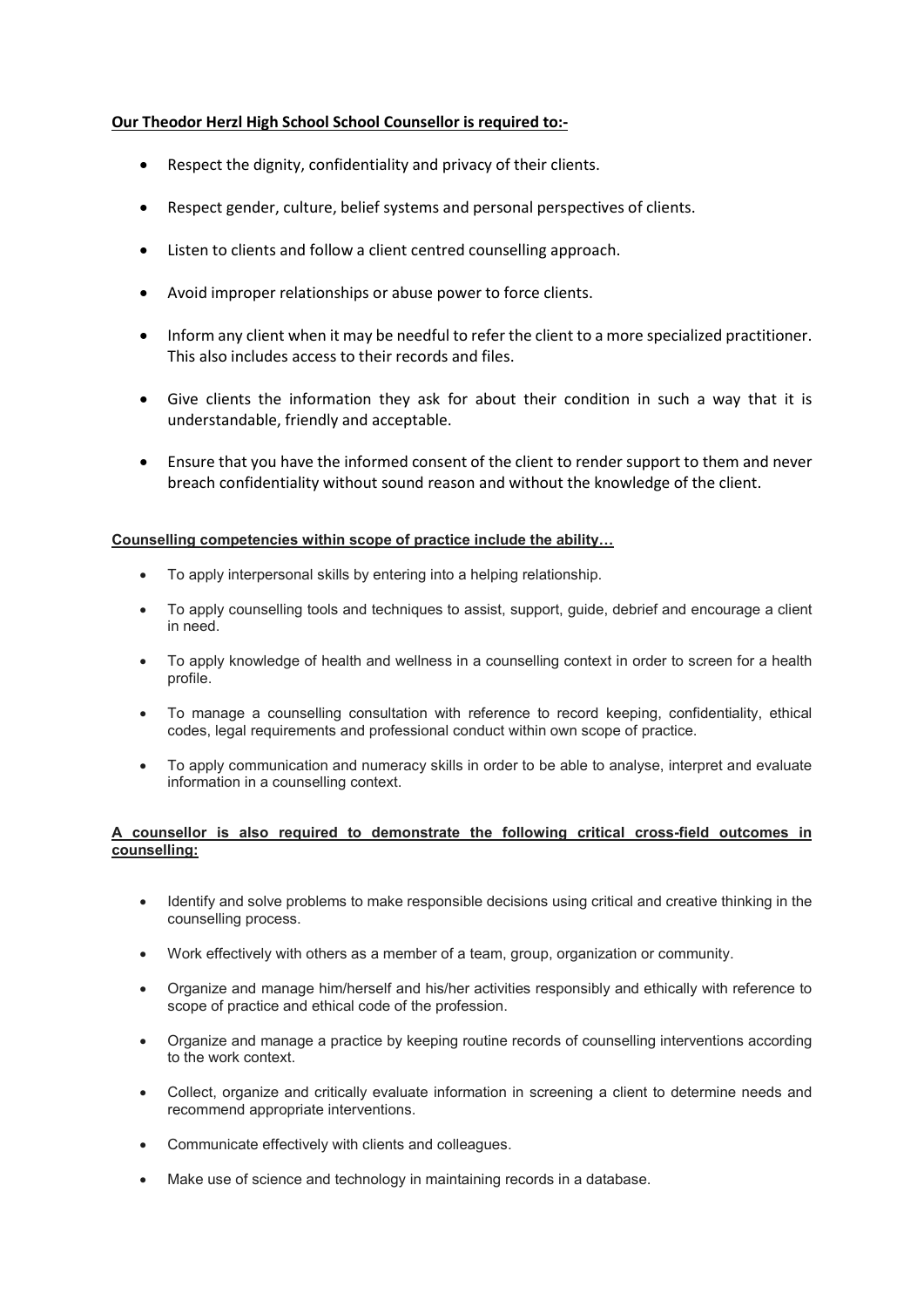**Our Theodor Herzl High School School Counsellor is required to:-**

- Respect the dignity, confidentiality and privacy of their clients.
- Respect gender, culture, belief systems and personal perspectives of clients.
- Listen to clients and follow a client centred counselling approach.
- Avoid improper relationships or abuse power to force clients.
- Inform any client when it may be needful to refer the client to a more specialized practitioner. This also includes access to their records and files.
- Give clients the information they ask for about their condition in such a way that it is understandable, friendly and acceptable.
- Ensure that you have the informed consent of the client to render support to them and never breach confidentiality without sound reason and without the knowledge of the client.

**Counselling competencies within scope of practice include the ability…**

- To apply interpersonal skills by entering into a helping relationship.
- To apply counselling tools and techniques to assist, support, guide, debrief and encourage a client in need.
- To apply knowledge of health and wellness in a counselling context in order to screen for a health profile.
- To manage a counselling consultation with reference to record keeping, confidentiality, ethical codes, legal requirements and professional conduct within own scope of practice.
- To apply communication and numeracy skills in order to be able to analyse, interpret and evaluate information in a counselling context.

**A counsellor is also required to demonstrate the following critical cross-field outcomes in counselling:**

- Identify and solve problems to make responsible decisions using critical and creative thinking in the counselling process.
- Work effectively with others as a member of a team, group, organization or community.
- Organize and manage him/herself and his/her activities responsibly and ethically with reference to scope of practice and ethical code of the profession.
- Organize and manage a practice by keeping routine records of counselling interventions according to the work context.
- Collect, organize and critically evaluate information in screening a client to determine needs and recommend appropriate interventions.
- Communicate effectively with clients and colleagues.
- Make use of science and technology in maintaining records in a database.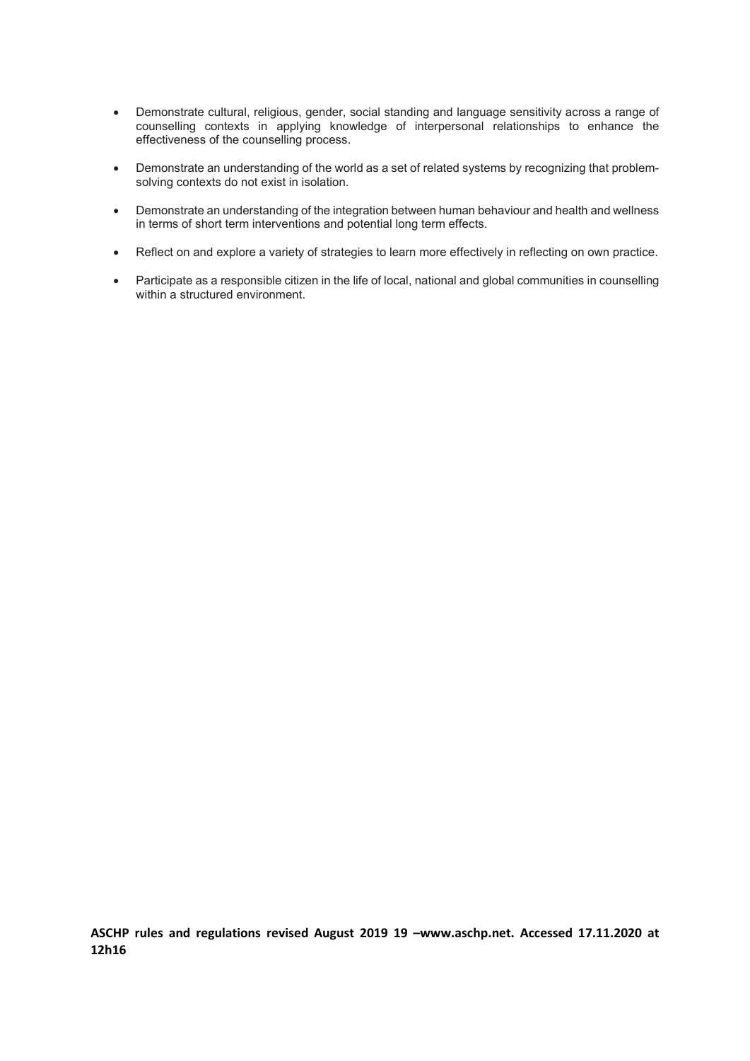- Demonstrate cultural, religious, gender, social standing and language sensitivity across a range of counselling contexts in applying knowledge of interpersonal relationships to enhance the effectiveness of the counselling process.
- Demonstrate an understanding of the world as a set of related systems by recognizing that problem-solving contexts do not exist in isolation.
- Demonstrate an understanding of the integration between human behaviour and health and wellness in terms of short term interventions and potential long term effects.
- Reflect on and explore a variety of strategies to learn more effectively in reflecting on own practice.
- Participate as a responsible citizen in the life of local, national and global communities in counselling within a structured environment.

**ASCHP rules and regulations revised August 2019 19 –www.aschp.net. Accessed 17.11.2020 at 12h16**